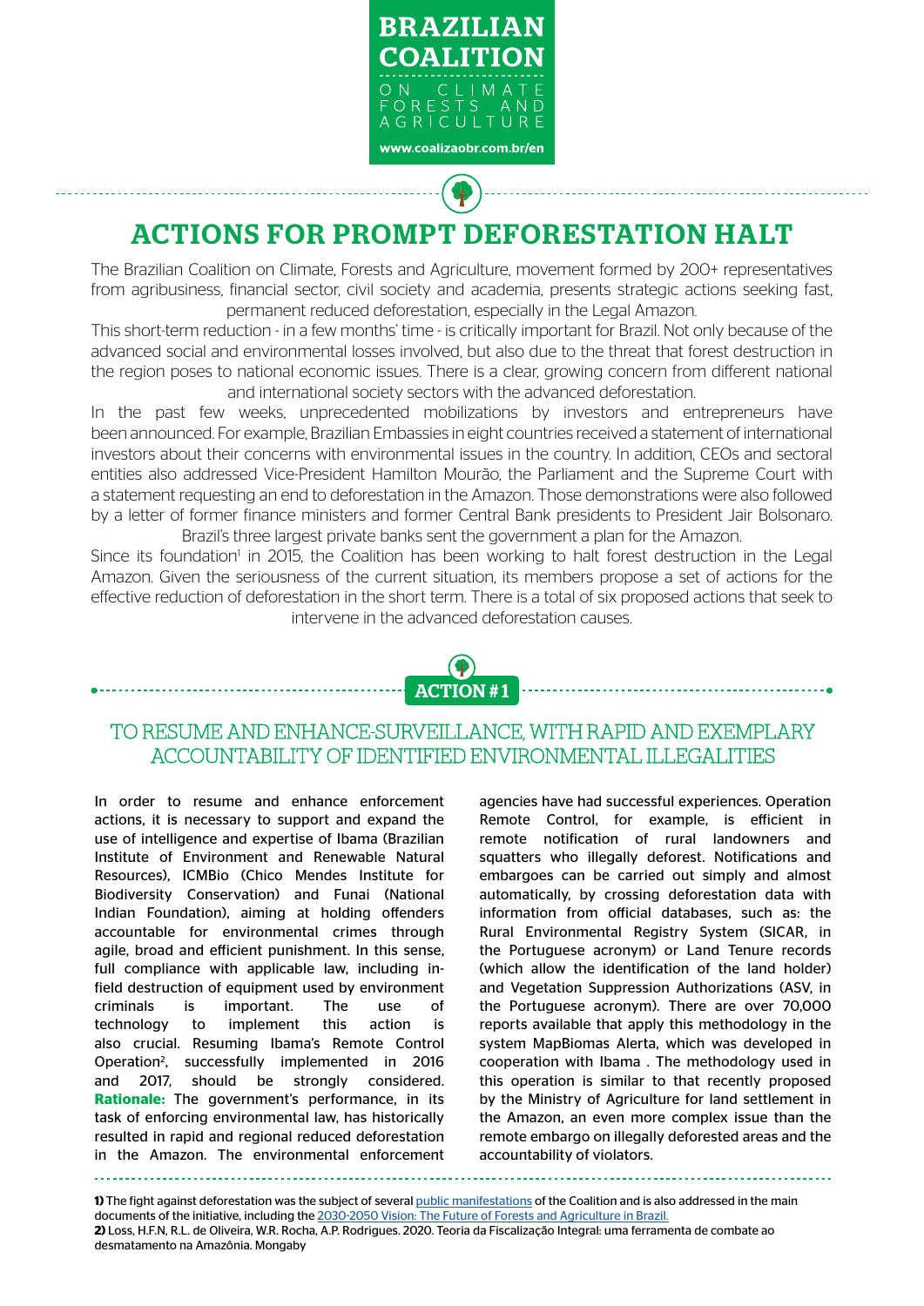# BRAZILIAN COALITION

ON CLIMATE FORESTS AND AGRICULTURE

www.coalizaobr.com.br/en

# ACTIONS FOR PROMPT DEFORESTATION HALT

The Brazilian Coalition on Climate, Forests and Agriculture, movement formed by 200+ representatives from agribusiness, financial sector, civil society and academia, presents strategic actions seeking fast, permanent reduced deforestation, especially in the Legal Amazon.

This short-term reduction - in a few months' time - is critically important for Brazil. Not only because of the advanced social and environmental losses involved, but also due to the threat that forest destruction in the region poses to national economic issues. There is a clear, growing concern from different national and international society sectors with the advanced deforestation.

In the past few weeks, unprecedented mobilizations by investors and entrepreneurs have been announced. For example, Brazilian Embassies in eight countries received a statement of international investors about their concerns with environmental issues in the country. In addition, CEOs and sectoral entities also addressed Vice-President Hamilton Mourão, the Parliament and the Supreme Court with a statement requesting an end to deforestation in the Amazon. Those demonstrations were also followed by a letter of former finance ministers and former Central Bank presidents to President Jair Bolsonaro. Brazil's three largest private banks sent the government a plan for the Amazon.

Since its foundation[1] in 2015, the Coalition has been working to halt forest destruction in the Legal Amazon. Given the seriousness of the current situation, its members propose a set of actions for the effective reduction of deforestation in the short term. There is a total of six proposed actions that seek to intervene in the advanced deforestation causes.

## ACTION #1

### TO RESUME AND ENHANCE SURVEILLANCE, WITH RAPID AND EXEMPLARY ACCOUNTABILITY OF IDENTIFIED ENVIRONMENTAL ILLEGALITIES

In order to resume and enhance enforcement actions, it is necessary to support and expand the use of intelligence and expertise of Ibama (Brazilian Institute of Environment and Renewable Natural Resources), ICMBio (Chico Mendes Institute for Biodiversity Conservation) and Funai (National Indian Foundation), aiming at holding offenders accountable for environmental crimes through agile, broad and efficient punishment. In this sense, full compliance with applicable law, including in-field destruction of equipment used by environment criminals is important. The use of technology to implement this action is also crucial. Resuming Ibama's Remote Control Operation[2], successfully implemented in 2016 and 2017, should be strongly considered.

**Rationale:** The government's performance, in its task of enforcing environmental law, has historically resulted in rapid and regional reduced deforestation in the Amazon. The environmental enforcement agencies have had successful experiences. Operation Remote Control, for example, is efficient in remote notification of rural landowners and squatters who illegally deforest. Notifications and embargoes can be carried out simply and almost automatically, by crossing deforestation data with information from official databases, such as: the Rural Environmental Registry System (SICAR, in the Portuguese acronym) or Land Tenure records (which allow the identification of the land holder) and Vegetation Suppression Authorizations (ASV, in the Portuguese acronym). There are over 70,000 reports available that apply this methodology in the system MapBiomas Alerta, which was developed in cooperation with Ibama . The methodology used in this operation is similar to that recently proposed by the Ministry of Agriculture for land settlement in the Amazon, an even more complex issue than the remote embargo on illegally deforested areas and the accountability of violators.

---

**1)** The fight against deforestation was the subject of several public manifestations of the Coalition and is also addressed in the main documents of the initiative, including the 2030-2050 Vision: The Future of Forests and Agriculture in Brazil.

**2)** Loss, H.F.N, R.L. de Oliveira, W.R. Rocha, A.P. Rodrigues. 2020. Teoria da Fiscalização Integral: uma ferramenta de combate ao desmatamento na Amazônia. Mongaby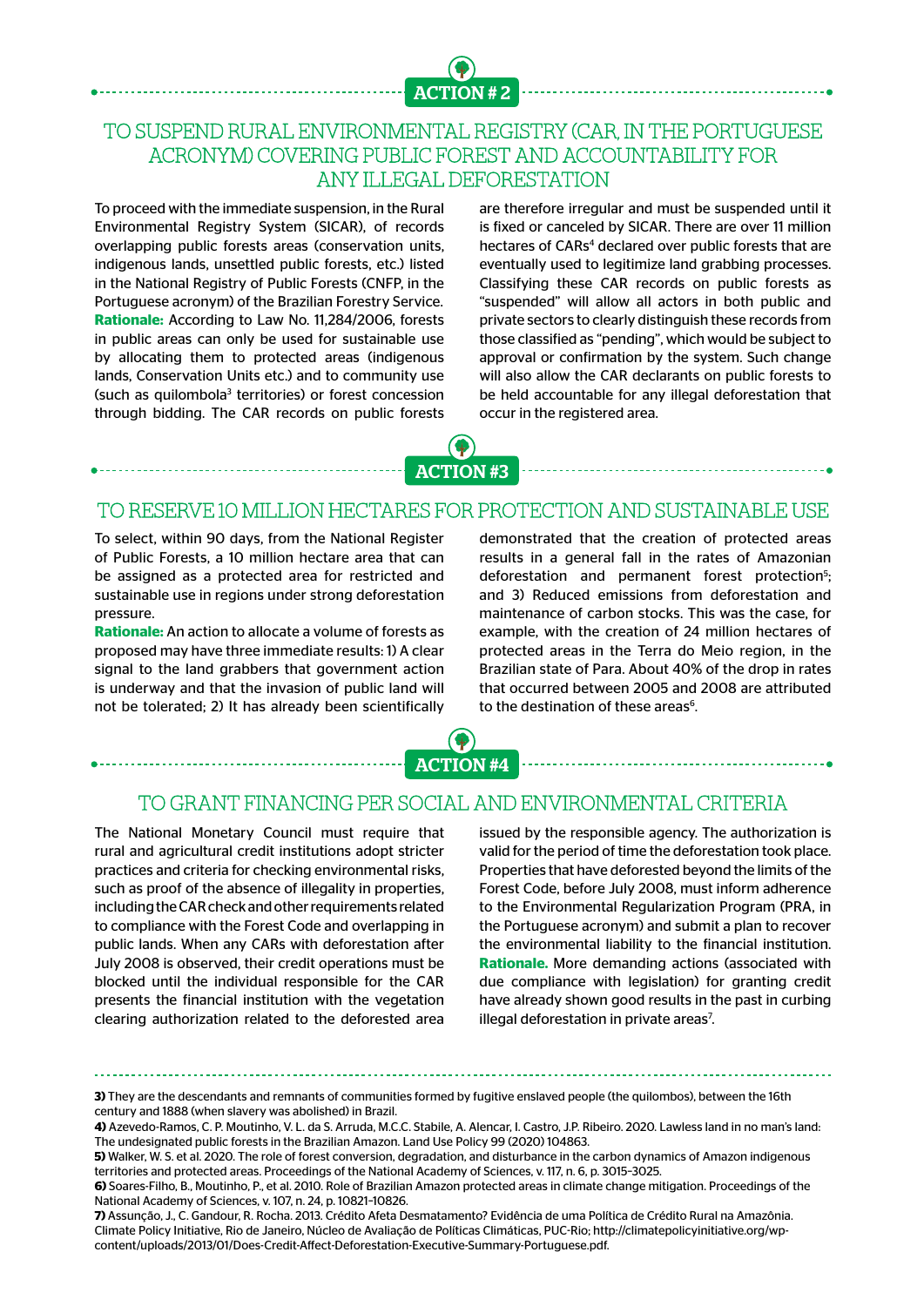## ACTION # 2

### TO SUSPEND RURAL ENVIRONMENTAL REGISTRY (CAR, IN THE PORTUGUESE ACRONYM) COVERING PUBLIC FOREST AND ACCOUNTABILITY FOR ANY ILLEGAL DEFORESTATION

To proceed with the immediate suspension, in the Rural Environmental Registry System (SICAR), of records overlapping public forests areas (conservation units, indigenous lands, unsettled public forests, etc.) listed in the National Registry of Public Forests (CNFP, in the Portuguese acronym) of the Brazilian Forestry Service.
**Rationale:** According to Law No. 11,284/2006, forests in public areas can only be used for sustainable use by allocating them to protected areas (indigenous lands, Conservation Units etc.) and to community use (such as quilombola[3] territories) or forest concession through bidding. The CAR records on public forests are therefore irregular and must be suspended until it is fixed or canceled by SICAR. There are over 11 million hectares of CARs[4] declared over public forests that are eventually used to legitimize land grabbing processes. Classifying these CAR records on public forests as "suspended" will allow all actors in both public and private sectors to clearly distinguish these records from those classified as "pending", which would be subject to approval or confirmation by the system. Such change will also allow the CAR declarants on public forests to be held accountable for any illegal deforestation that occur in the registered area.

## ACTION #3

### TO RESERVE 10 MILLION HECTARES FOR PROTECTION AND SUSTAINABLE USE

To select, within 90 days, from the National Register of Public Forests, a 10 million hectare area that can be assigned as a protected area for restricted and sustainable use in regions under strong deforestation pressure.
**Rationale:** An action to allocate a volume of forests as proposed may have three immediate results: 1) A clear signal to the land grabbers that government action is underway and that the invasion of public land will not be tolerated; 2) It has already been scientifically demonstrated that the creation of protected areas results in a general fall in the rates of Amazonian deforestation and permanent forest protection[5]; and 3) Reduced emissions from deforestation and maintenance of carbon stocks. This was the case, for example, with the creation of 24 million hectares of protected areas in the Terra do Meio region, in the Brazilian state of Para. About 40% of the drop in rates that occurred between 2005 and 2008 are attributed to the destination of these areas[6].

## ACTION #4

### TO GRANT FINANCING PER SOCIAL AND ENVIRONMENTAL CRITERIA

The National Monetary Council must require that rural and agricultural credit institutions adopt stricter practices and criteria for checking environmental risks, such as proof of the absence of illegality in properties, including the CAR check and other requirements related to compliance with the Forest Code and overlapping in public lands. When any CARs with deforestation after July 2008 is observed, their credit operations must be blocked until the individual responsible for the CAR presents the financial institution with the vegetation clearing authorization related to the deforested area issued by the responsible agency. The authorization is valid for the period of time the deforestation took place. Properties that have deforested beyond the limits of the Forest Code, before July 2008, must inform adherence to the Environmental Regularization Program (PRA, in the Portuguese acronym) and submit a plan to recover the environmental liability to the financial institution.
**Rationale.** More demanding actions (associated with due compliance with legislation) for granting credit have already shown good results in the past in curbing illegal deforestation in private areas[7].

---

**3)** They are the descendants and remnants of communities formed by fugitive enslaved people (the quilombos), between the 16th century and 1888 (when slavery was abolished) in Brazil.
**4)** Azevedo-Ramos, C. P. Moutinho, V. L. da S. Arruda, M.C.C. Stabile, A. Alencar, I. Castro, J.P. Ribeiro. 2020. Lawless land in no man's land: The undesignated public forests in the Brazilian Amazon. Land Use Policy 99 (2020) 104863.
**5)** Walker, W. S. et al. 2020. The role of forest conversion, degradation, and disturbance in the carbon dynamics of Amazon indigenous territories and protected areas. Proceedings of the National Academy of Sciences, v. 117, n. 6, p. 3015–3025.
**6)** Soares-Filho, B., Moutinho, P., et al. 2010. Role of Brazilian Amazon protected areas in climate change mitigation. Proceedings of the National Academy of Sciences, v. 107, n. 24, p. 10821–10826.
**7)** Assunção, J., C. Gandour, R. Rocha. 2013. Crédito Afeta Desmatamento? Evidência de uma Política de Crédito Rural na Amazônia. Climate Policy Initiative, Rio de Janeiro, Núcleo de Avaliação de Políticas Climáticas, PUC-Rio; http://climatepolicyinitiative.org/wp-content/uploads/2013/01/Does-Credit-Affect-Deforestation-Executive-Summary-Portuguese.pdf.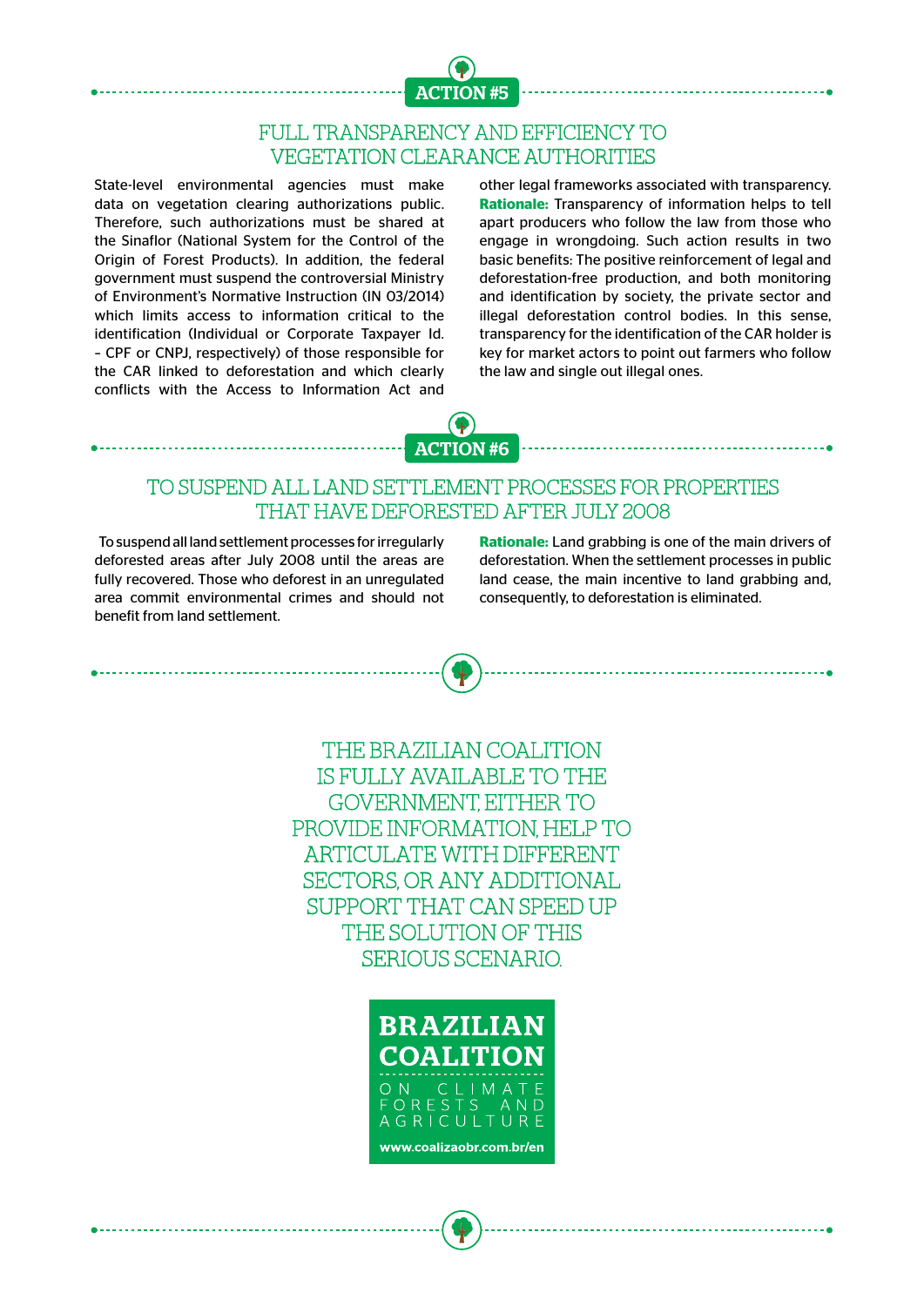## ACTION #5

### FULL TRANSPARENCY AND EFFICIENCY TO VEGETATION CLEARANCE AUTHORITIES

State-level environmental agencies must make data on vegetation clearing authorizations public. Therefore, such authorizations must be shared at the Sinaflor (National System for the Control of the Origin of Forest Products). In addition, the federal government must suspend the controversial Ministry of Environment's Normative Instruction (IN 03/2014) which limits access to information critical to the identification (Individual or Corporate Taxpayer Id. – CPF or CNPJ, respectively) of those responsible for the CAR linked to deforestation and which clearly conflicts with the Access to Information Act and other legal frameworks associated with transparency.

**Rationale:** Transparency of information helps to tell apart producers who follow the law from those who engage in wrongdoing. Such action results in two basic benefits: The positive reinforcement of legal and deforestation-free production, and both monitoring and identification by society, the private sector and illegal deforestation control bodies. In this sense, transparency for the identification of the CAR holder is key for market actors to point out farmers who follow the law and single out illegal ones.

## ACTION #6

### TO SUSPEND ALL LAND SETTLEMENT PROCESSES FOR PROPERTIES THAT HAVE DEFORESTED AFTER JULY 2008

To suspend all land settlement processes for irregularly deforested areas after July 2008 until the areas are fully recovered. Those who deforest in an unregulated area commit environmental crimes and should not benefit from land settlement.

**Rationale:** Land grabbing is one of the main drivers of deforestation. When the settlement processes in public land cease, the main incentive to land grabbing and, consequently, to deforestation is eliminated.

THE BRAZILIAN COALITION IS FULLY AVAILABLE TO THE GOVERNMENT, EITHER TO PROVIDE INFORMATION, HELP TO ARTICULATE WITH DIFFERENT SECTORS, OR ANY ADDITIONAL SUPPORT THAT CAN SPEED UP THE SOLUTION OF THIS SERIOUS SCENARIO.

**BRAZILIAN COALITION**
ON CLIMATE FORESTS AND AGRICULTURE
www.coalizaobr.com.br/en